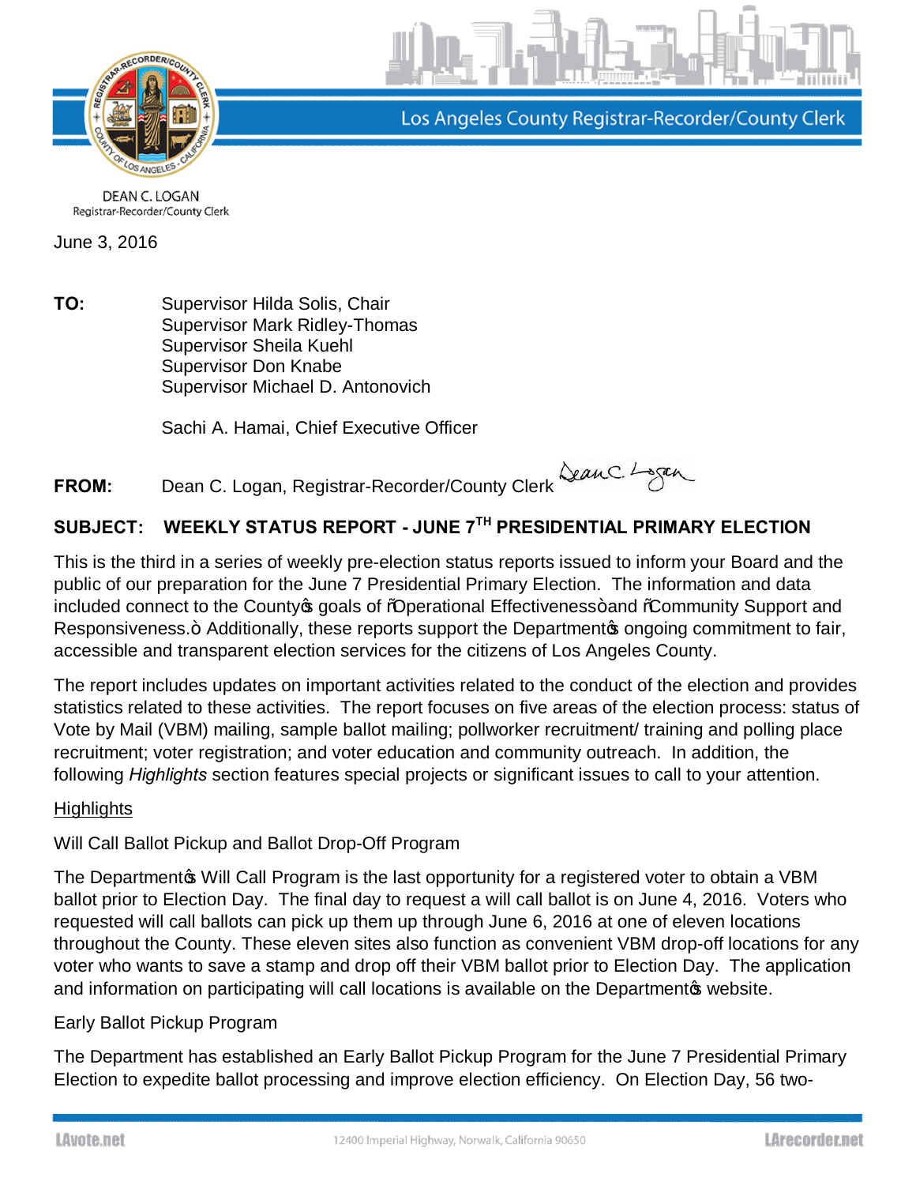Los Angeles County Registrar-Recorder/County Clerk

DEAN C. LOGAN
Registrar-Recorder/County Clerk

June 3, 2016

**TO:** Supervisor Hilda Solis, Chair
Supervisor Mark Ridley-Thomas
Supervisor Sheila Kuehl
Supervisor Don Knabe
Supervisor Michael D. Antonovich

Sachi A. Hamai, Chief Executive Officer

**FROM:** Dean C. Logan, Registrar-Recorder/County Clerk

**SUBJECT: WEEKLY STATUS REPORT - JUNE 7TH PRESIDENTIAL PRIMARY ELECTION**

This is the third in a series of weekly pre-election status reports issued to inform your Board and the public of our preparation for the June 7 Presidential Primary Election. The information and data included connect to the County's goals of "Operational Effectiveness" and "Community Support and Responsiveness." Additionally, these reports support the Department's ongoing commitment to fair, accessible and transparent election services for the citizens of Los Angeles County.

The report includes updates on important activities related to the conduct of the election and provides statistics related to these activities. The report focuses on five areas of the election process: status of Vote by Mail (VBM) mailing, sample ballot mailing; pollworker recruitment/ training and polling place recruitment; voter registration; and voter education and community outreach. In addition, the following *Highlights* section features special projects or significant issues to call to your attention.

## Highlights

### Will Call Ballot Pickup and Ballot Drop-Off Program

The Department's Will Call Program is the last opportunity for a registered voter to obtain a VBM ballot prior to Election Day. The final day to request a will call ballot is on June 4, 2016. Voters who requested will call ballots can pick up them up through June 6, 2016 at one of eleven locations throughout the County. These eleven sites also function as convenient VBM drop-off locations for any voter who wants to save a stamp and drop off their VBM ballot prior to Election Day. The application and information on participating will call locations is available on the Department's website.

### Early Ballot Pickup Program

The Department has established an Early Ballot Pickup Program for the June 7 Presidential Primary Election to expedite ballot processing and improve election efficiency. On Election Day, 56 two-

LAvote.net 12400 Imperial Highway, Norwalk, California 90650 LArecorder.net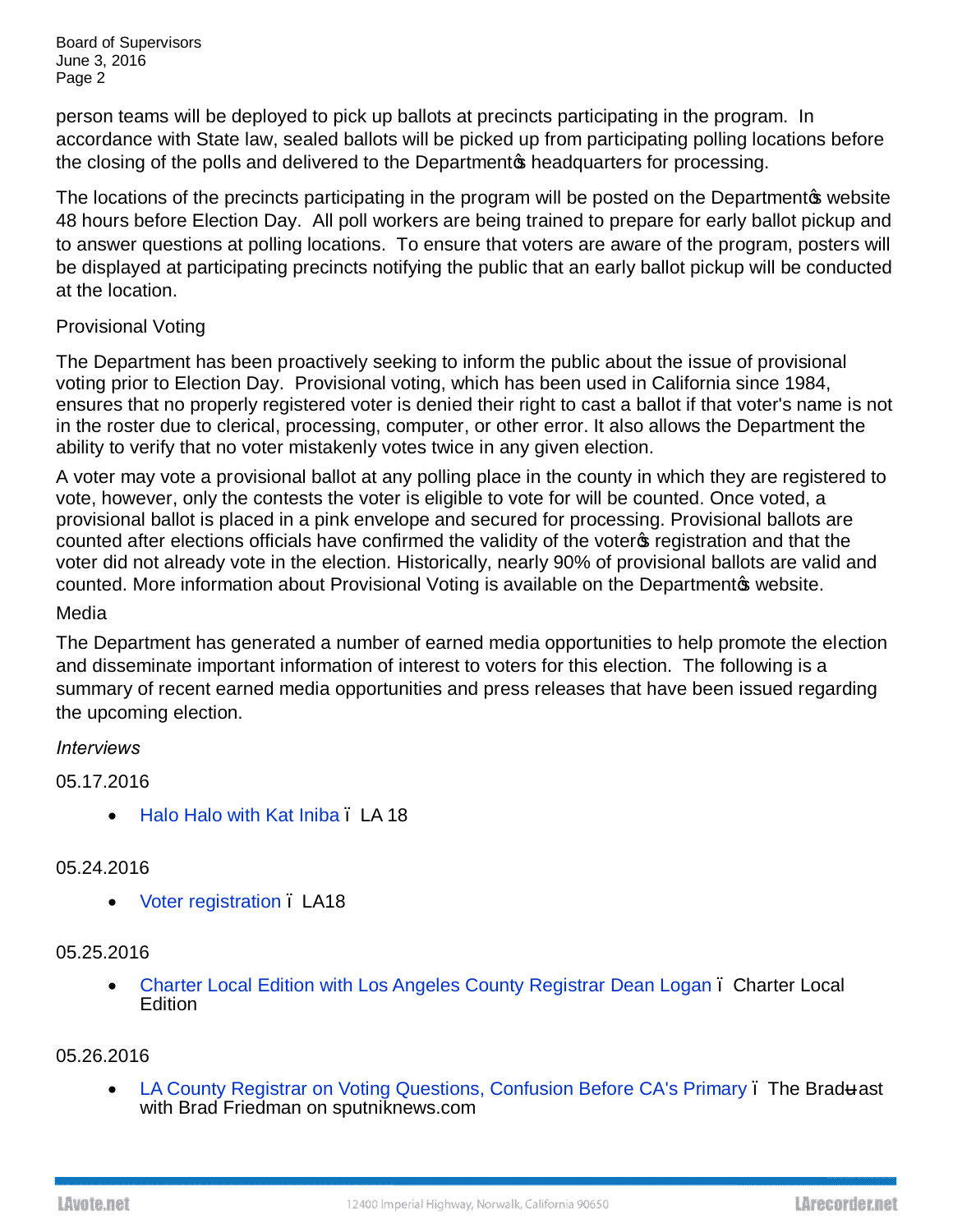person teams will be deployed to pick up ballots at precincts participating in the program. In accordance with State law, sealed ballots will be picked up from participating polling locations before the closing of the polls and delivered to the Department's headquarters for processing.

The locations of the precincts participating in the program will be posted on the Department's website 48 hours before Election Day. All poll workers are being trained to prepare for early ballot pickup and to answer questions at polling locations. To ensure that voters are aware of the program, posters will be displayed at participating precincts notifying the public that an early ballot pickup will be conducted at the location.

Provisional Voting

The Department has been proactively seeking to inform the public about the issue of provisional voting prior to Election Day. Provisional voting, which has been used in California since 1984, ensures that no properly registered voter is denied their right to cast a ballot if that voter's name is not in the roster due to clerical, processing, computer, or other error. It also allows the Department the ability to verify that no voter mistakenly votes twice in any given election.

A voter may vote a provisional ballot at any polling place in the county in which they are registered to vote, however, only the contests the voter is eligible to vote for will be counted. Once voted, a provisional ballot is placed in a pink envelope and secured for processing. Provisional ballots are counted after elections officials have confirmed the validity of the voter's registration and that the voter did not already vote in the election. Historically, nearly 90% of provisional ballots are valid and counted. More information about Provisional Voting is available on the Department's website.

Media

The Department has generated a number of earned media opportunities to help promote the election and disseminate important information of interest to voters for this election. The following is a summary of recent earned media opportunities and press releases that have been issued regarding the upcoming election.

*Interviews*

05.17.2016

- Halo Halo with Kat Iniba – LA 18

05.24.2016

- Voter registration – LA18

05.25.2016

- Charter Local Edition with Los Angeles County Registrar Dean Logan – Charter Local Edition

05.26.2016

- LA County Registrar on Voting Questions, Confusion Before CA's Primary – The BradCast with Brad Friedman on sputniknews.com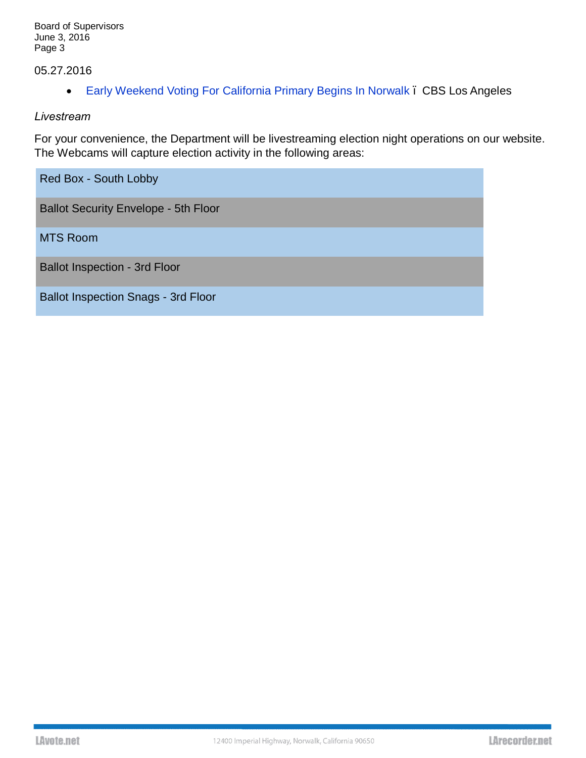05.27.2016

- Early Weekend Voting For California Primary Begins In Norwalk ï CBS Los Angeles

*Livestream*

For your convenience, the Department will be livestreaming election night operations on our website. The Webcams will capture election activity in the following areas:

| |
|---|
| Red Box - South Lobby |
| Ballot Security Envelope - 5th Floor |
| MTS Room |
| Ballot Inspection - 3rd Floor |
| Ballot Inspection Snags - 3rd Floor |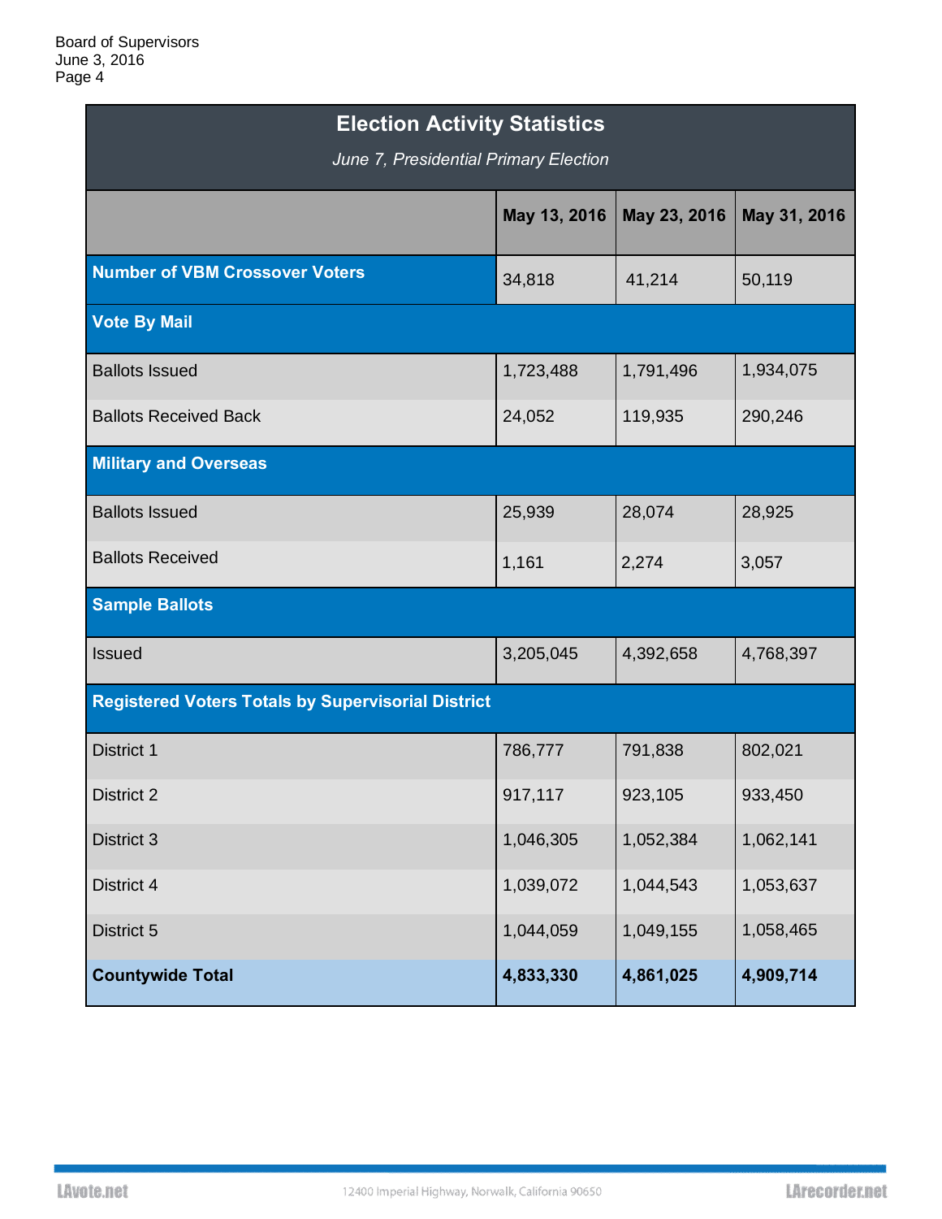| Election Activity Statistics<br>*June 7, Presidential Primary Election* | | | |
|---|---|---|---|
| | **May 13, 2016** | **May 23, 2016** | **May 31, 2016** |
| **Number of VBM Crossover Voters** | 34,818 | 41,214 | 50,119 |
| **Vote By Mail** | | | |
| Ballots Issued | 1,723,488 | 1,791,496 | 1,934,075 |
| Ballots Received Back | 24,052 | 119,935 | 290,246 |
| **Military and Overseas** | | | |
| Ballots Issued | 25,939 | 28,074 | 28,925 |
| Ballots Received | 1,161 | 2,274 | 3,057 |
| **Sample Ballots** | | | |
| Issued | 3,205,045 | 4,392,658 | 4,768,397 |
| **Registered Voters Totals by Supervisorial District** | | | |
| District 1 | 786,777 | 791,838 | 802,021 |
| District 2 | 917,117 | 923,105 | 933,450 |
| District 3 | 1,046,305 | 1,052,384 | 1,062,141 |
| District 4 | 1,039,072 | 1,044,543 | 1,053,637 |
| District 5 | 1,044,059 | 1,049,155 | 1,058,465 |
| **Countywide Total** | **4,833,330** | **4,861,025** | **4,909,714** |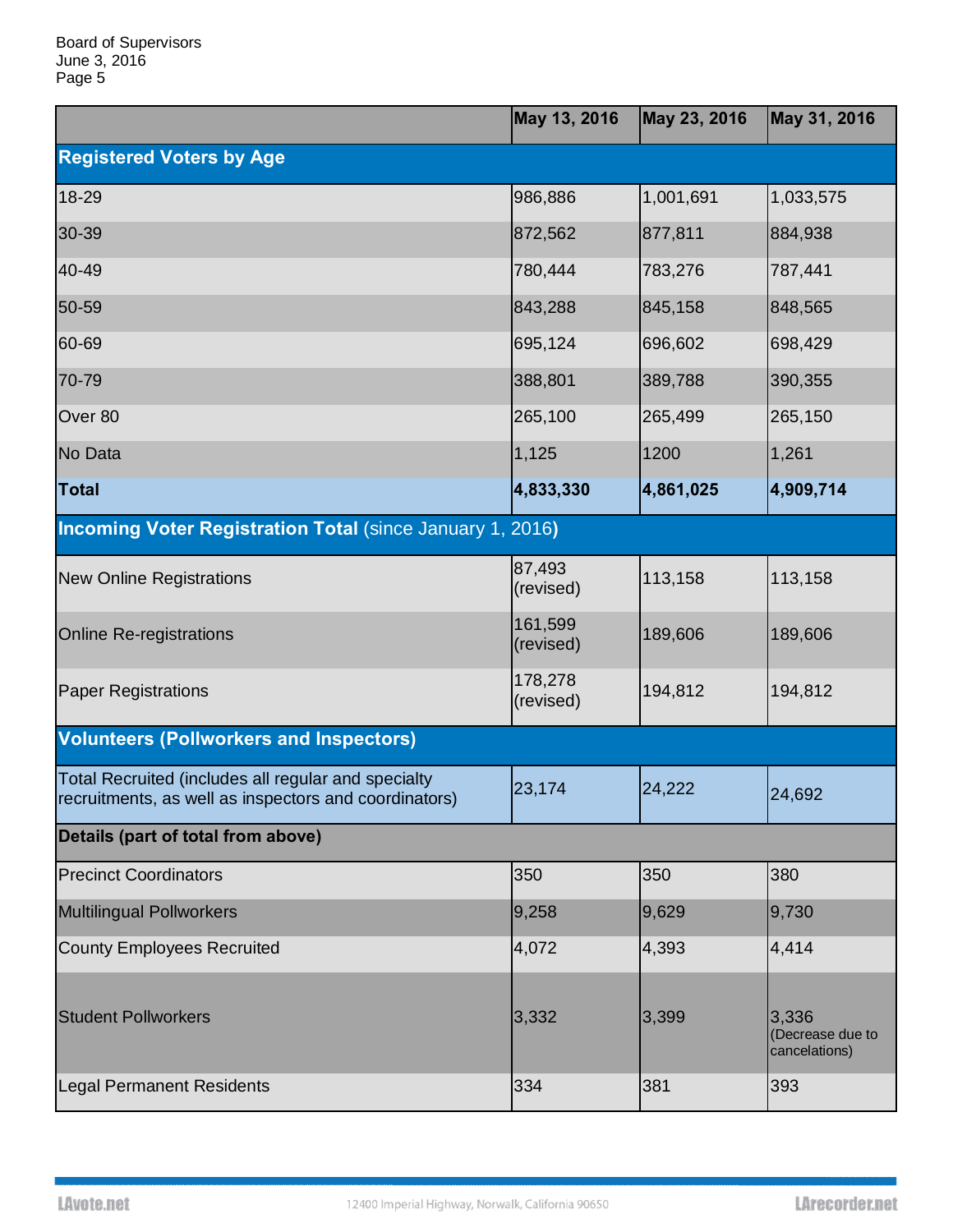| | May 13, 2016 | May 23, 2016 | May 31, 2016 |
|---|---|---|---|
| **Registered Voters by Age** | | | |
| 18-29 | 986,886 | 1,001,691 | 1,033,575 |
| 30-39 | 872,562 | 877,811 | 884,938 |
| 40-49 | 780,444 | 783,276 | 787,441 |
| 50-59 | 843,288 | 845,158 | 848,565 |
| 60-69 | 695,124 | 696,602 | 698,429 |
| 70-79 | 388,801 | 389,788 | 390,355 |
| Over 80 | 265,100 | 265,499 | 265,150 |
| No Data | 1,125 | 1200 | 1,261 |
| **Total** | **4,833,330** | **4,861,025** | **4,909,714** |
| **Incoming Voter Registration Total** (since January 1, 2016) | | | |
| New Online Registrations | 87,493 (revised) | 113,158 | 113,158 |
| Online Re-registrations | 161,599 (revised) | 189,606 | 189,606 |
| Paper Registrations | 178,278 (revised) | 194,812 | 194,812 |
| **Volunteers (Pollworkers and Inspectors)** | | | |
| Total Recruited (includes all regular and specialty recruitments, as well as inspectors and coordinators) | 23,174 | 24,222 | 24,692 |
| **Details (part of total from above)** | | | |
| Precinct Coordinators | 350 | 350 | 380 |
| Multilingual Pollworkers | 9,258 | 9,629 | 9,730 |
| County Employees Recruited | 4,072 | 4,393 | 4,414 |
| Student Pollworkers | 3,332 | 3,399 | 3,336 (Decrease due to cancelations) |
| Legal Permanent Residents | 334 | 381 | 393 |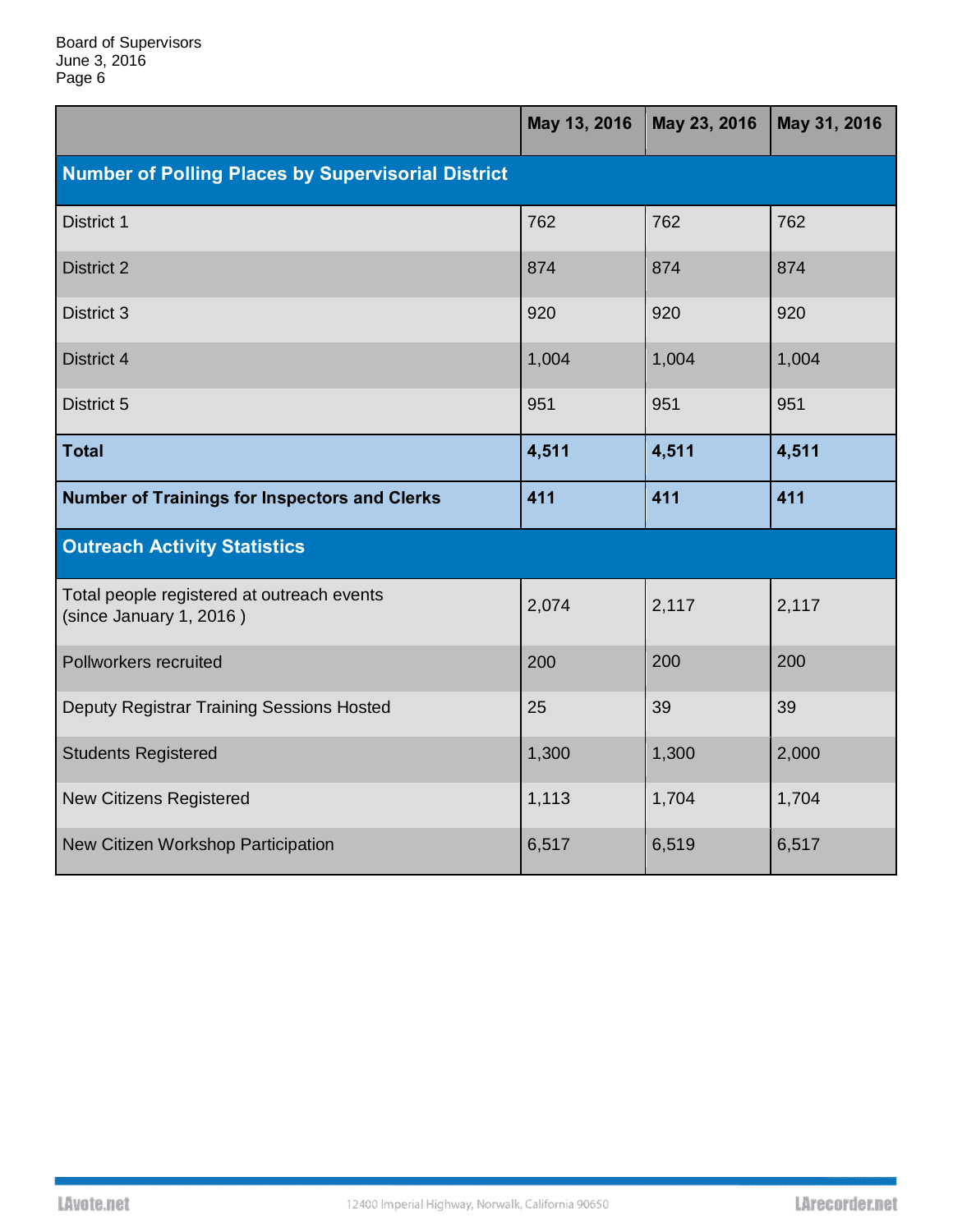| | May 13, 2016 | May 23, 2016 | May 31, 2016 |
|---|---|---|---|
| **Number of Polling Places by Supervisorial District** | | | |
| District 1 | 762 | 762 | 762 |
| District 2 | 874 | 874 | 874 |
| District 3 | 920 | 920 | 920 |
| District 4 | 1,004 | 1,004 | 1,004 |
| District 5 | 951 | 951 | 951 |
| **Total** | **4,511** | **4,511** | **4,511** |
| **Number of Trainings for Inspectors and Clerks** | **411** | **411** | **411** |
| **Outreach Activity Statistics** | | | |
| Total people registered at outreach events (since January 1, 2016 ) | 2,074 | 2,117 | 2,117 |
| Pollworkers recruited | 200 | 200 | 200 |
| Deputy Registrar Training Sessions Hosted | 25 | 39 | 39 |
| Students Registered | 1,300 | 1,300 | 2,000 |
| New Citizens Registered | 1,113 | 1,704 | 1,704 |
| New Citizen Workshop Participation | 6,517 | 6,519 | 6,517 |